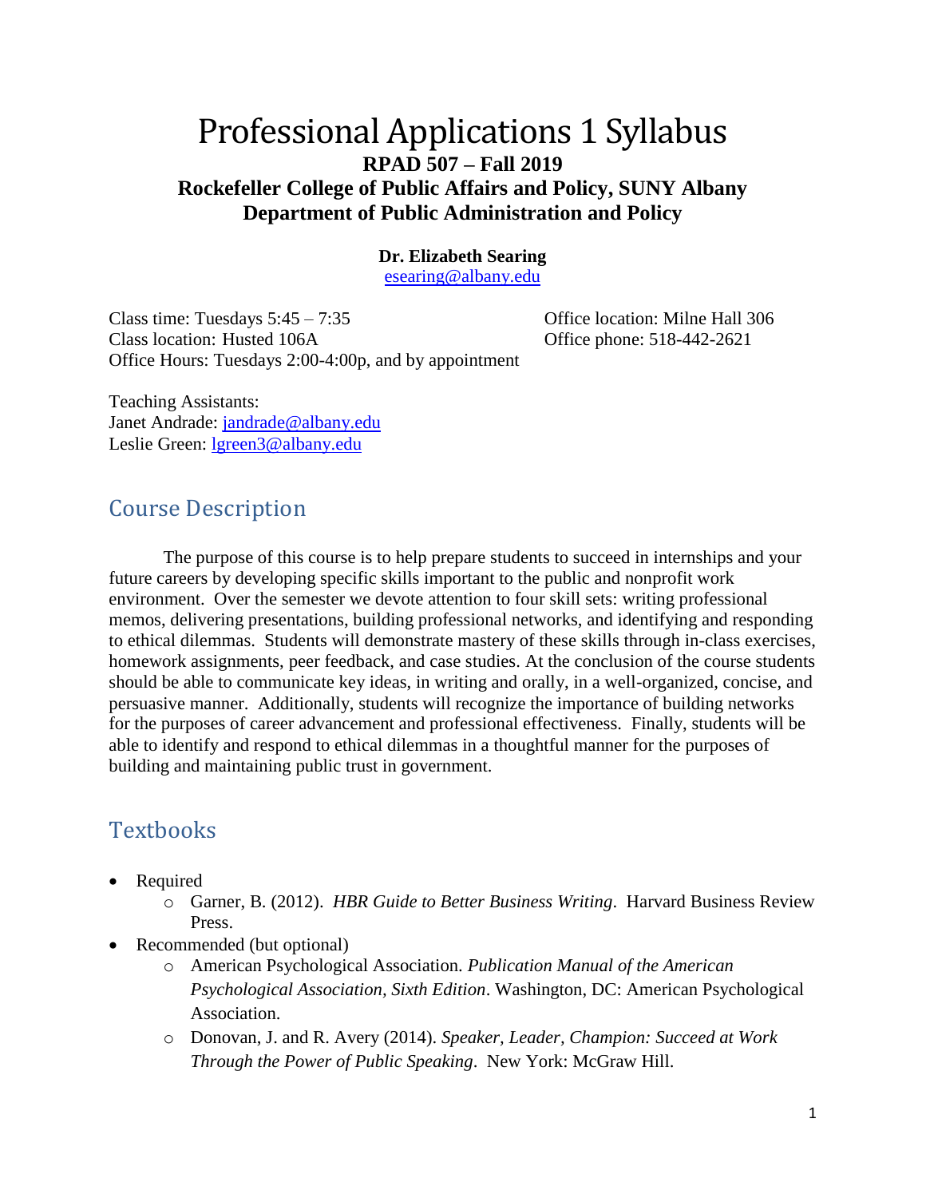# Professional Applications 1 Syllabus

**RPAD 507 – Fall 2019**
**Rockefeller College of Public Affairs and Policy, SUNY Albany**
**Department of Public Administration and Policy**

**Dr. Elizabeth Searing**
esearing@albany.edu

Class time: Tuesdays 5:45 – 7:35
Class location: Husted 106A
Office Hours: Tuesdays 2:00-4:00p, and by appointment

Office location: Milne Hall 306
Office phone: 518-442-2621

Teaching Assistants:
Janet Andrade: jandrade@albany.edu
Leslie Green: lgreen3@albany.edu

## Course Description

The purpose of this course is to help prepare students to succeed in internships and your future careers by developing specific skills important to the public and nonprofit work environment. Over the semester we devote attention to four skill sets: writing professional memos, delivering presentations, building professional networks, and identifying and responding to ethical dilemmas. Students will demonstrate mastery of these skills through in-class exercises, homework assignments, peer feedback, and case studies. At the conclusion of the course students should be able to communicate key ideas, in writing and orally, in a well-organized, concise, and persuasive manner. Additionally, students will recognize the importance of building networks for the purposes of career advancement and professional effectiveness. Finally, students will be able to identify and respond to ethical dilemmas in a thoughtful manner for the purposes of building and maintaining public trust in government.

## Textbooks

- Required
  - Garner, B. (2012). *HBR Guide to Better Business Writing*. Harvard Business Review Press.
- Recommended (but optional)
  - American Psychological Association. *Publication Manual of the American Psychological Association, Sixth Edition*. Washington, DC: American Psychological Association.
  - Donovan, J. and R. Avery (2014). *Speaker, Leader, Champion: Succeed at Work Through the Power of Public Speaking*. New York: McGraw Hill.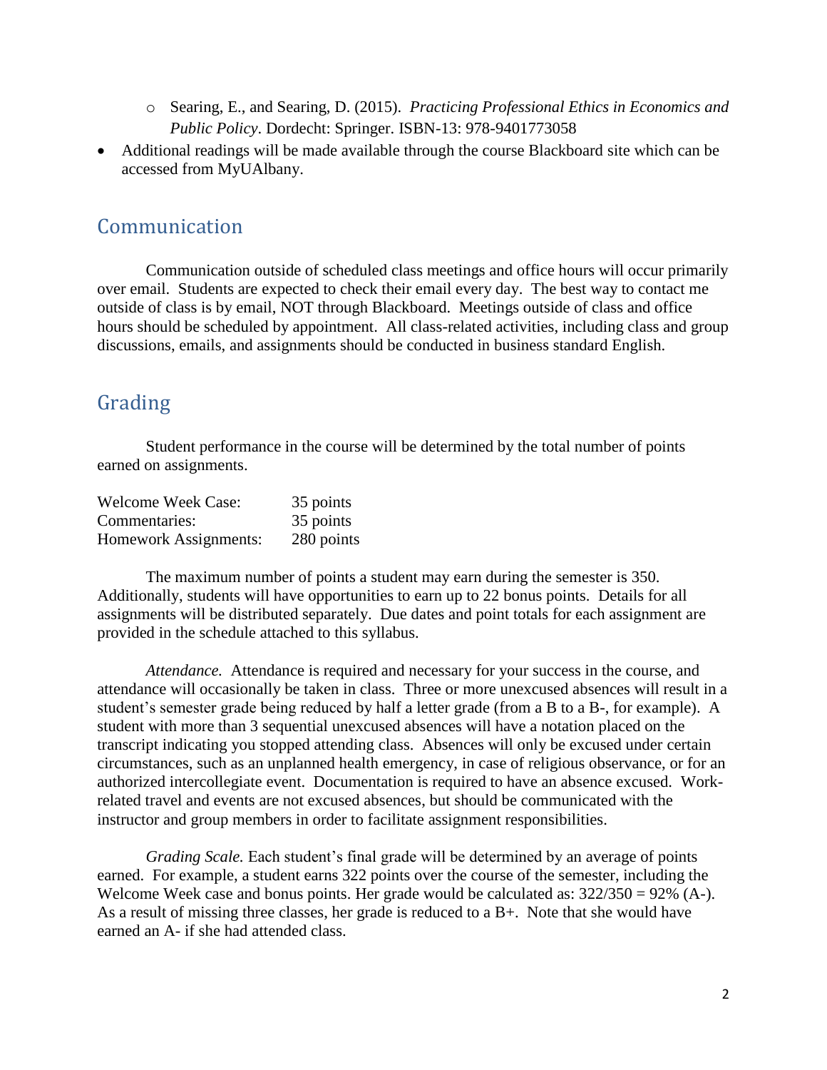- Searing, E., and Searing, D. (2015). *Practicing Professional Ethics in Economics and Public Policy*. Dordecht: Springer. ISBN-13: 978-9401773058
- Additional readings will be made available through the course Blackboard site which can be accessed from MyUAlbany.

## Communication

Communication outside of scheduled class meetings and office hours will occur primarily over email. Students are expected to check their email every day. The best way to contact me outside of class is by email, NOT through Blackboard. Meetings outside of class and office hours should be scheduled by appointment. All class-related activities, including class and group discussions, emails, and assignments should be conducted in business standard English.

## Grading

Student performance in the course will be determined by the total number of points earned on assignments.

| | |
|---|---|
| Welcome Week Case: | 35 points |
| Commentaries: | 35 points |
| Homework Assignments: | 280 points |

The maximum number of points a student may earn during the semester is 350. Additionally, students will have opportunities to earn up to 22 bonus points. Details for all assignments will be distributed separately. Due dates and point totals for each assignment are provided in the schedule attached to this syllabus.

*Attendance.* Attendance is required and necessary for your success in the course, and attendance will occasionally be taken in class. Three or more unexcused absences will result in a student's semester grade being reduced by half a letter grade (from a B to a B-, for example). A student with more than 3 sequential unexcused absences will have a notation placed on the transcript indicating you stopped attending class. Absences will only be excused under certain circumstances, such as an unplanned health emergency, in case of religious observance, or for an authorized intercollegiate event. Documentation is required to have an absence excused. Work-related travel and events are not excused absences, but should be communicated with the instructor and group members in order to facilitate assignment responsibilities.

*Grading Scale.* Each student's final grade will be determined by an average of points earned. For example, a student earns 322 points over the course of the semester, including the Welcome Week case and bonus points. Her grade would be calculated as: 322/350 = 92% (A-). As a result of missing three classes, her grade is reduced to a B+. Note that she would have earned an A- if she had attended class.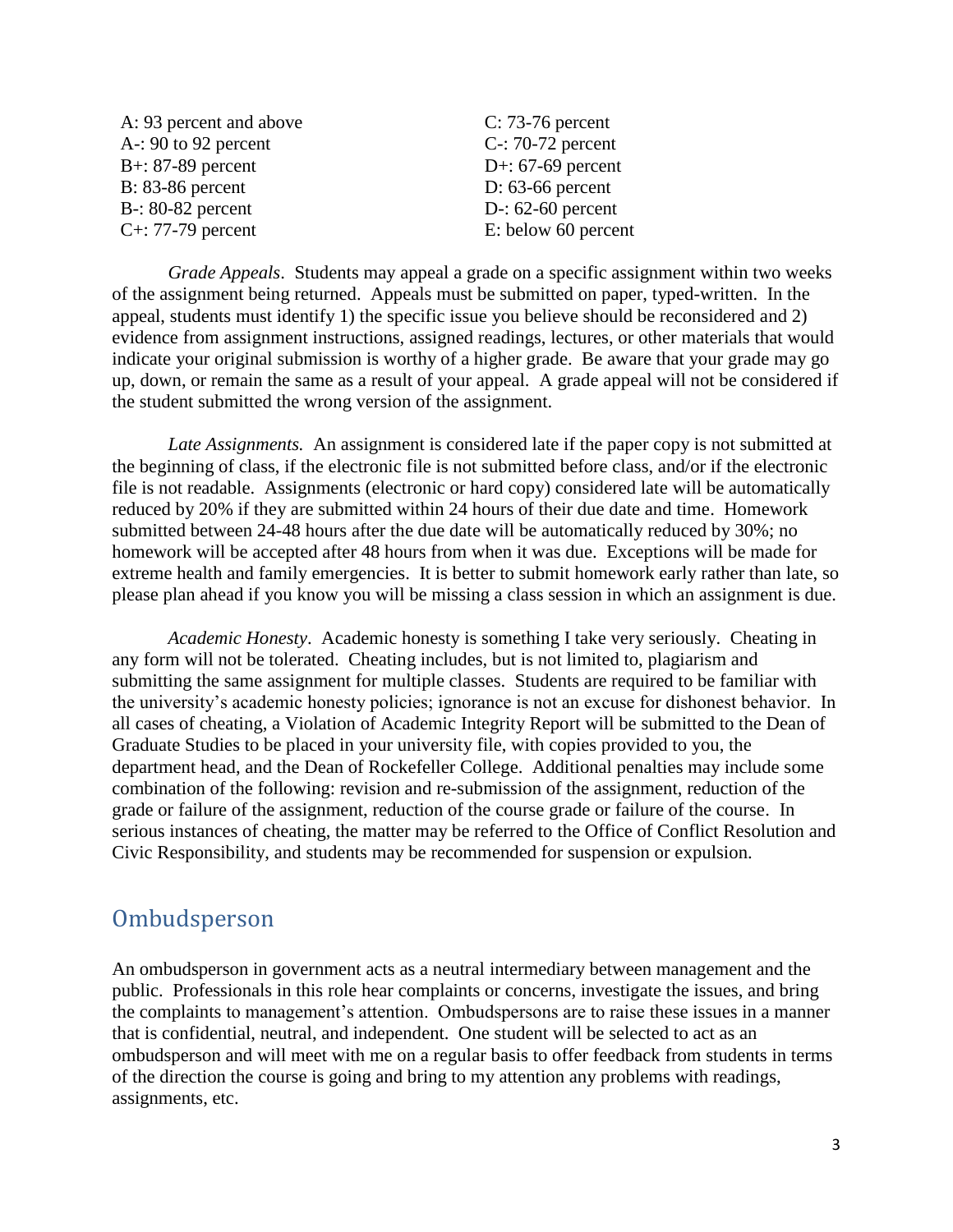A: 93 percent and above
A-: 90 to 92 percent
B+: 87-89 percent
B: 83-86 percent
B-: 80-82 percent
C+: 77-79 percent
C: 73-76 percent
C-: 70-72 percent
D+: 67-69 percent
D: 63-66 percent
D-: 62-60 percent
E: below 60 percent

*Grade Appeals*. Students may appeal a grade on a specific assignment within two weeks of the assignment being returned. Appeals must be submitted on paper, typed-written. In the appeal, students must identify 1) the specific issue you believe should be reconsidered and 2) evidence from assignment instructions, assigned readings, lectures, or other materials that would indicate your original submission is worthy of a higher grade. Be aware that your grade may go up, down, or remain the same as a result of your appeal. A grade appeal will not be considered if the student submitted the wrong version of the assignment.

*Late Assignments.* An assignment is considered late if the paper copy is not submitted at the beginning of class, if the electronic file is not submitted before class, and/or if the electronic file is not readable. Assignments (electronic or hard copy) considered late will be automatically reduced by 20% if they are submitted within 24 hours of their due date and time. Homework submitted between 24-48 hours after the due date will be automatically reduced by 30%; no homework will be accepted after 48 hours from when it was due. Exceptions will be made for extreme health and family emergencies. It is better to submit homework early rather than late, so please plan ahead if you know you will be missing a class session in which an assignment is due.

*Academic Honesty*. Academic honesty is something I take very seriously. Cheating in any form will not be tolerated. Cheating includes, but is not limited to, plagiarism and submitting the same assignment for multiple classes. Students are required to be familiar with the university's academic honesty policies; ignorance is not an excuse for dishonest behavior. In all cases of cheating, a Violation of Academic Integrity Report will be submitted to the Dean of Graduate Studies to be placed in your university file, with copies provided to you, the department head, and the Dean of Rockefeller College. Additional penalties may include some combination of the following: revision and re-submission of the assignment, reduction of the grade or failure of the assignment, reduction of the course grade or failure of the course. In serious instances of cheating, the matter may be referred to the Office of Conflict Resolution and Civic Responsibility, and students may be recommended for suspension or expulsion.

## Ombudsperson

An ombudsperson in government acts as a neutral intermediary between management and the public. Professionals in this role hear complaints or concerns, investigate the issues, and bring the complaints to management's attention. Ombudspersons are to raise these issues in a manner that is confidential, neutral, and independent. One student will be selected to act as an ombudsperson and will meet with me on a regular basis to offer feedback from students in terms of the direction the course is going and bring to my attention any problems with readings, assignments, etc.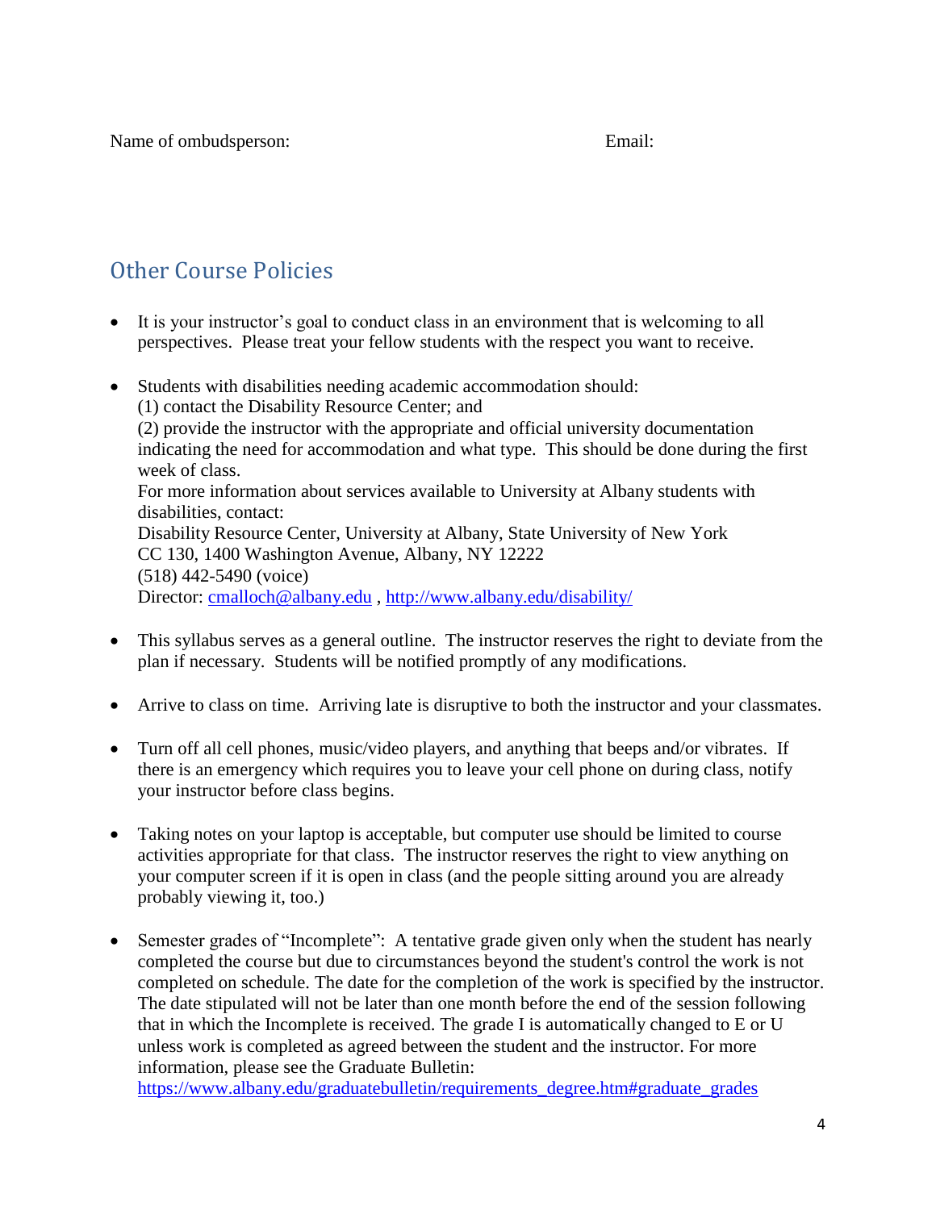Name of ombudsperson: Email:

## Other Course Policies

- It is your instructor's goal to conduct class in an environment that is welcoming to all perspectives. Please treat your fellow students with the respect you want to receive.

- Students with disabilities needing academic accommodation should:
  (1) contact the Disability Resource Center; and
  (2) provide the instructor with the appropriate and official university documentation indicating the need for accommodation and what type. This should be done during the first week of class.
  For more information about services available to University at Albany students with disabilities, contact:
  Disability Resource Center, University at Albany, State University of New York
  CC 130, 1400 Washington Avenue, Albany, NY 12222
  (518) 442-5490 (voice)
  Director: [cmalloch@albany.edu](mailto:cmalloch@albany.edu) , [http://www.albany.edu/disability/](http://www.albany.edu/disability/)

- This syllabus serves as a general outline. The instructor reserves the right to deviate from the plan if necessary. Students will be notified promptly of any modifications.

- Arrive to class on time. Arriving late is disruptive to both the instructor and your classmates.

- Turn off all cell phones, music/video players, and anything that beeps and/or vibrates. If there is an emergency which requires you to leave your cell phone on during class, notify your instructor before class begins.

- Taking notes on your laptop is acceptable, but computer use should be limited to course activities appropriate for that class. The instructor reserves the right to view anything on your computer screen if it is open in class (and the people sitting around you are already probably viewing it, too.)

- Semester grades of "Incomplete": A tentative grade given only when the student has nearly completed the course but due to circumstances beyond the student's control the work is not completed on schedule. The date for the completion of the work is specified by the instructor. The date stipulated will not be later than one month before the end of the session following that in which the Incomplete is received. The grade I is automatically changed to E or U unless work is completed as agreed between the student and the instructor. For more information, please see the Graduate Bulletin:
  [https://www.albany.edu/graduatebulletin/requirements_degree.htm#graduate_grades](https://www.albany.edu/graduatebulletin/requirements_degree.htm#graduate_grades)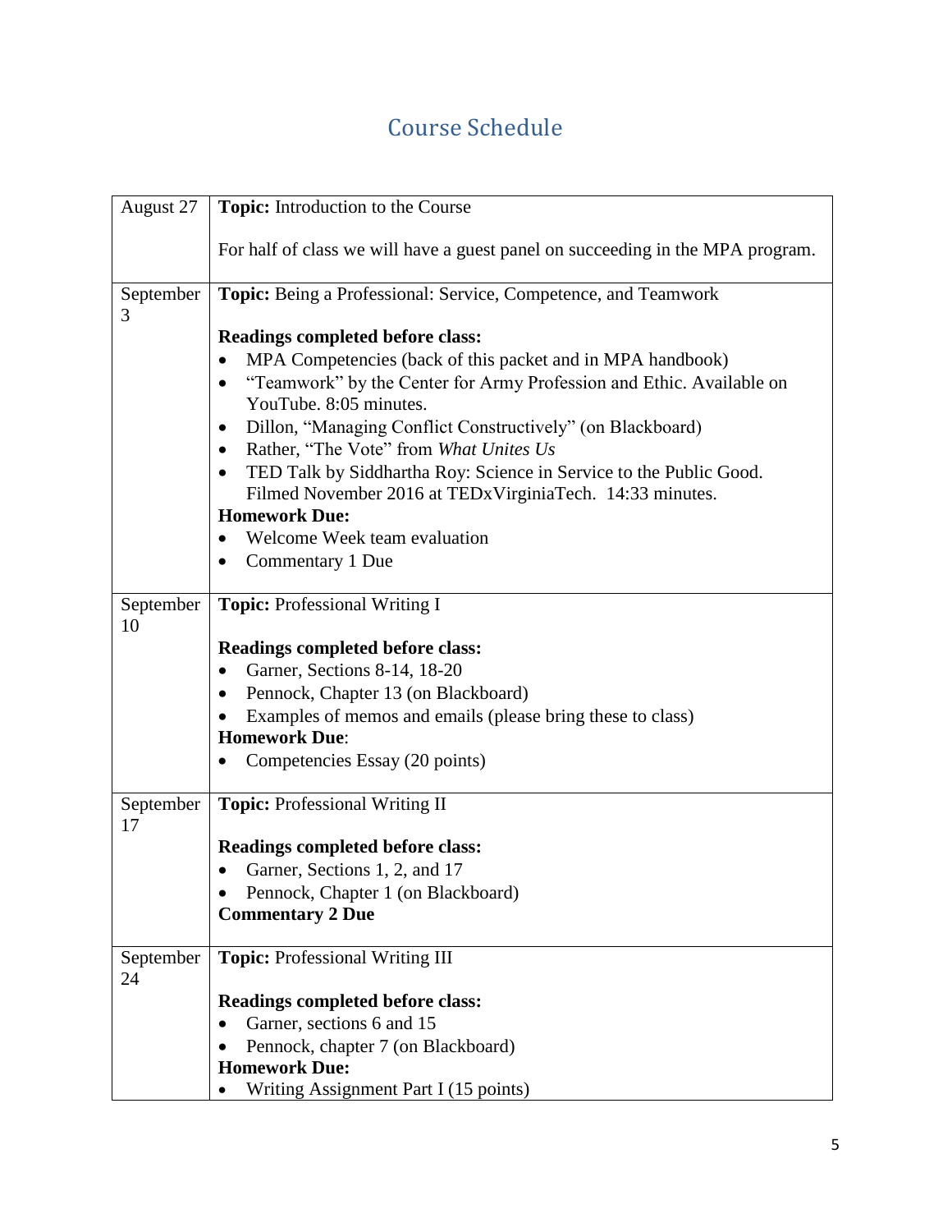# Course Schedule

| Date | Details |
| --- | --- |
| August 27 | **Topic:** Introduction to the Course<br><br>For half of class we will have a guest panel on succeeding in the MPA program. |
| September 3 | **Topic:** Being a Professional: Service, Competence, and Teamwork<br><br>**Readings completed before class:**<br>• MPA Competencies (back of this packet and in MPA handbook)<br>• "Teamwork" by the Center for Army Profession and Ethic. Available on YouTube. 8:05 minutes.<br>• Dillon, "Managing Conflict Constructively" (on Blackboard)<br>• Rather, "The Vote" from *What Unites Us*<br>• TED Talk by Siddhartha Roy: Science in Service to the Public Good. Filmed November 2016 at TEDxVirginiaTech. 14:33 minutes.<br>**Homework Due:**<br>• Welcome Week team evaluation<br>• Commentary 1 Due |
| September 10 | **Topic:** Professional Writing I<br><br>**Readings completed before class:**<br>• Garner, Sections 8-14, 18-20<br>• Pennock, Chapter 13 (on Blackboard)<br>• Examples of memos and emails (please bring these to class)<br>**Homework Due**:<br>• Competencies Essay (20 points) |
| September 17 | **Topic:** Professional Writing II<br><br>**Readings completed before class:**<br>• Garner, Sections 1, 2, and 17<br>• Pennock, Chapter 1 (on Blackboard)<br>**Commentary 2 Due** |
| September 24 | **Topic:** Professional Writing III<br><br>**Readings completed before class:**<br>• Garner, sections 6 and 15<br>• Pennock, chapter 7 (on Blackboard)<br>**Homework Due:**<br>• Writing Assignment Part I (15 points) |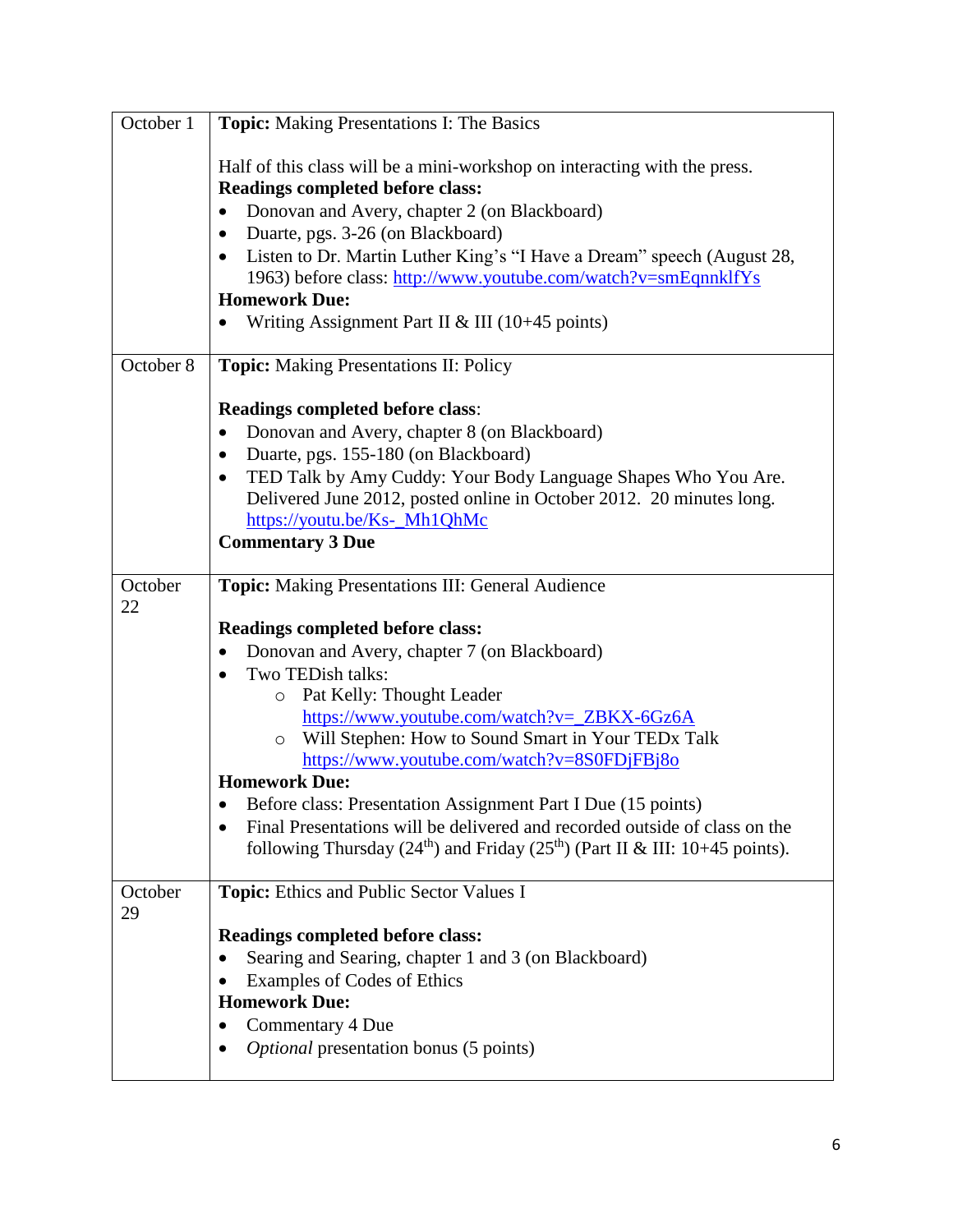| | |
|---|---|
| October 1 | **Topic:** Making Presentations I: The Basics<br><br>Half of this class will be a mini-workshop on interacting with the press.<br>**Readings completed before class:**<br>• Donovan and Avery, chapter 2 (on Blackboard)<br>• Duarte, pgs. 3-26 (on Blackboard)<br>• Listen to Dr. Martin Luther King's "I Have a Dream" speech (August 28, 1963) before class: http://www.youtube.com/watch?v=smEqnnklfYs<br>**Homework Due:**<br>• Writing Assignment Part II & III (10+45 points) |
| October 8 | **Topic:** Making Presentations II: Policy<br><br>**Readings completed before class**:<br>• Donovan and Avery, chapter 8 (on Blackboard)<br>• Duarte, pgs. 155-180 (on Blackboard)<br>• TED Talk by Amy Cuddy: Your Body Language Shapes Who You Are. Delivered June 2012, posted online in October 2012. 20 minutes long. https://youtu.be/Ks-_Mh1QhMc<br>**Commentary 3 Due** |
| October 22 | **Topic:** Making Presentations III: General Audience<br><br>**Readings completed before class:**<br>• Donovan and Avery, chapter 7 (on Blackboard)<br>• Two TEDish talks:<br>  ○ Pat Kelly: Thought Leader https://www.youtube.com/watch?v=_ZBKX-6Gz6A<br>  ○ Will Stephen: How to Sound Smart in Your TEDx Talk https://www.youtube.com/watch?v=8S0FDjFBj8o<br>**Homework Due:**<br>• Before class: Presentation Assignment Part I Due (15 points)<br>• Final Presentations will be delivered and recorded outside of class on the following Thursday (24th) and Friday (25th) (Part II & III: 10+45 points). |
| October 29 | **Topic:** Ethics and Public Sector Values I<br><br>**Readings completed before class:**<br>• Searing and Searing, chapter 1 and 3 (on Blackboard)<br>• Examples of Codes of Ethics<br>**Homework Due:**<br>• Commentary 4 Due<br>• *Optional* presentation bonus (5 points) |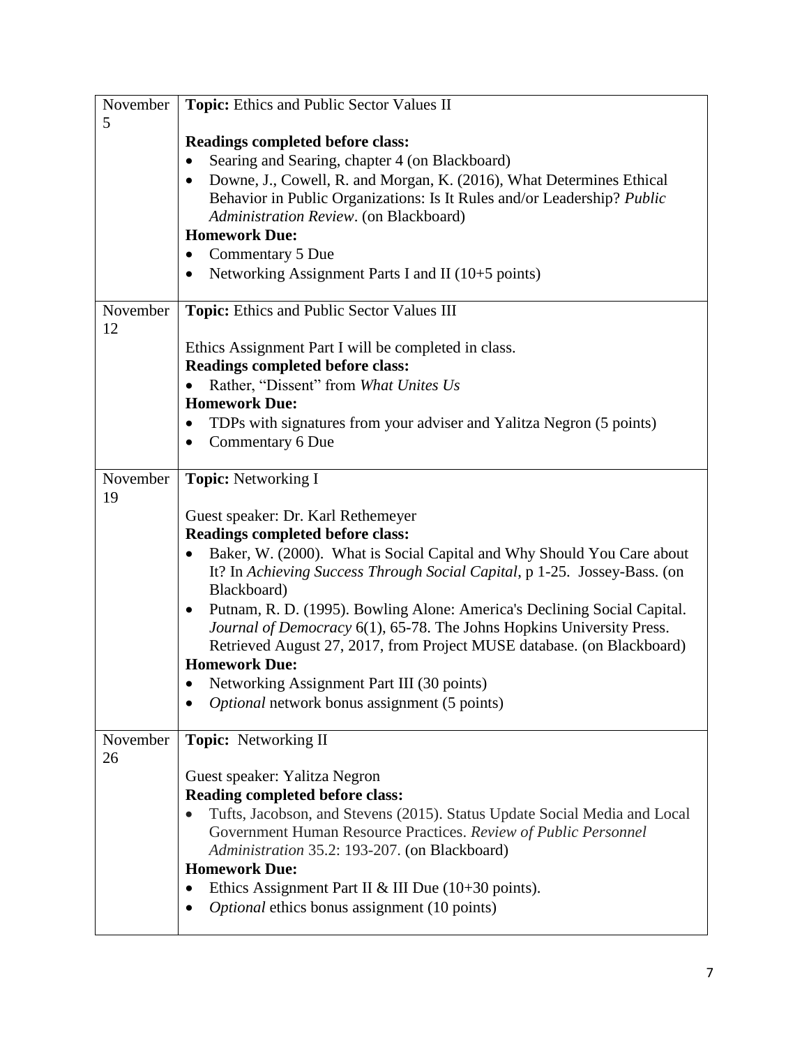| | |
|---|---|
| November 5 | **Topic:** Ethics and Public Sector Values II<br><br>**Readings completed before class:**<br>• Searing and Searing, chapter 4 (on Blackboard)<br>• Downe, J., Cowell, R. and Morgan, K. (2016), What Determines Ethical Behavior in Public Organizations: Is It Rules and/or Leadership? *Public Administration Review*. (on Blackboard)<br>**Homework Due:**<br>• Commentary 5 Due<br>• Networking Assignment Parts I and II (10+5 points) |
| November 12 | **Topic:** Ethics and Public Sector Values III<br><br>Ethics Assignment Part I will be completed in class.<br>**Readings completed before class:**<br>• Rather, "Dissent" from *What Unites Us*<br>**Homework Due:**<br>• TDPs with signatures from your adviser and Yalitza Negron (5 points)<br>• Commentary 6 Due |
| November 19 | **Topic:** Networking I<br><br>Guest speaker: Dr. Karl Rethemeyer<br>**Readings completed before class:**<br>• Baker, W. (2000). What is Social Capital and Why Should You Care about It? In *Achieving Success Through Social Capital*, p 1-25. Jossey-Bass. (on Blackboard)<br>• Putnam, R. D. (1995). Bowling Alone: America's Declining Social Capital. *Journal of Democracy* 6(1), 65-78. The Johns Hopkins University Press. Retrieved August 27, 2017, from Project MUSE database. (on Blackboard)<br>**Homework Due:**<br>• Networking Assignment Part III (30 points)<br>• *Optional* network bonus assignment (5 points) |
| November 26 | **Topic:** Networking II<br><br>Guest speaker: Yalitza Negron<br>**Reading completed before class:**<br>• Tufts, Jacobson, and Stevens (2015). Status Update Social Media and Local Government Human Resource Practices. *Review of Public Personnel Administration* 35.2: 193-207. (on Blackboard)<br>**Homework Due:**<br>• Ethics Assignment Part II & III Due (10+30 points).<br>• *Optional* ethics bonus assignment (10 points) |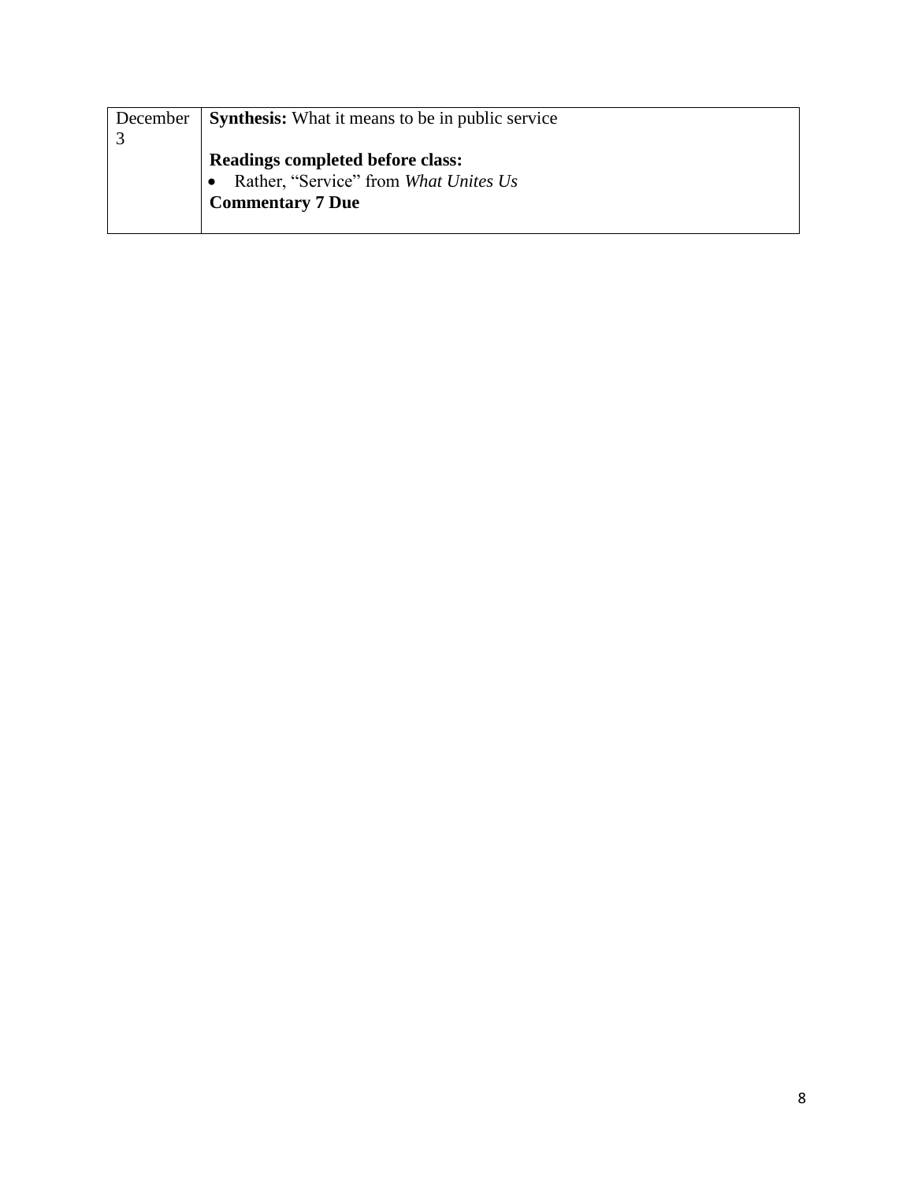| | |
|---|---|
| December 3 | **Synthesis:** What it means to be in public service<br><br>**Readings completed before class:**<br>• Rather, "Service" from *What Unites Us*<br>**Commentary 7 Due** |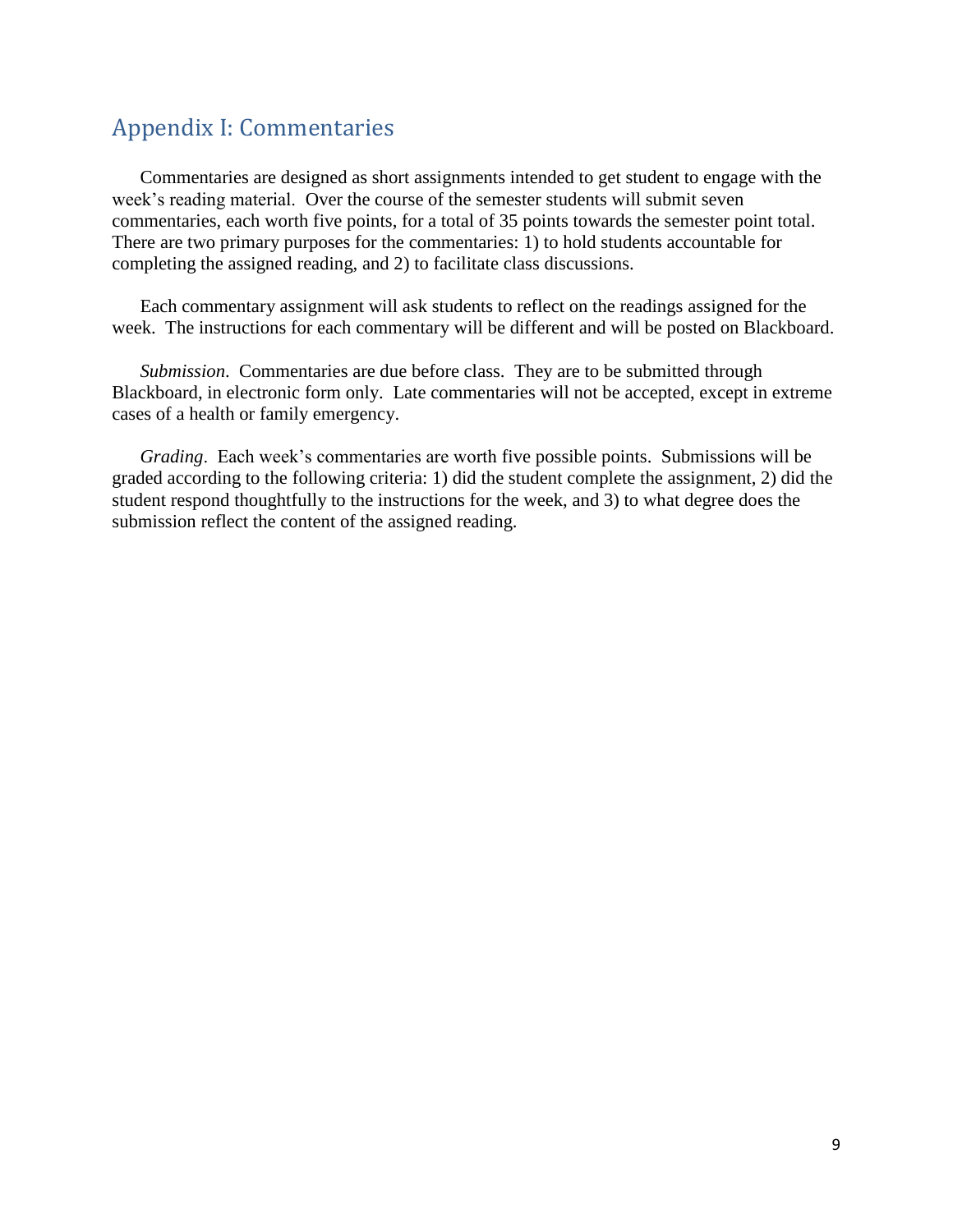## Appendix I: Commentaries

Commentaries are designed as short assignments intended to get student to engage with the week's reading material. Over the course of the semester students will submit seven commentaries, each worth five points, for a total of 35 points towards the semester point total. There are two primary purposes for the commentaries: 1) to hold students accountable for completing the assigned reading, and 2) to facilitate class discussions.

Each commentary assignment will ask students to reflect on the readings assigned for the week. The instructions for each commentary will be different and will be posted on Blackboard.

*Submission*. Commentaries are due before class. They are to be submitted through Blackboard, in electronic form only. Late commentaries will not be accepted, except in extreme cases of a health or family emergency.

*Grading*. Each week's commentaries are worth five possible points. Submissions will be graded according to the following criteria: 1) did the student complete the assignment, 2) did the student respond thoughtfully to the instructions for the week, and 3) to what degree does the submission reflect the content of the assigned reading.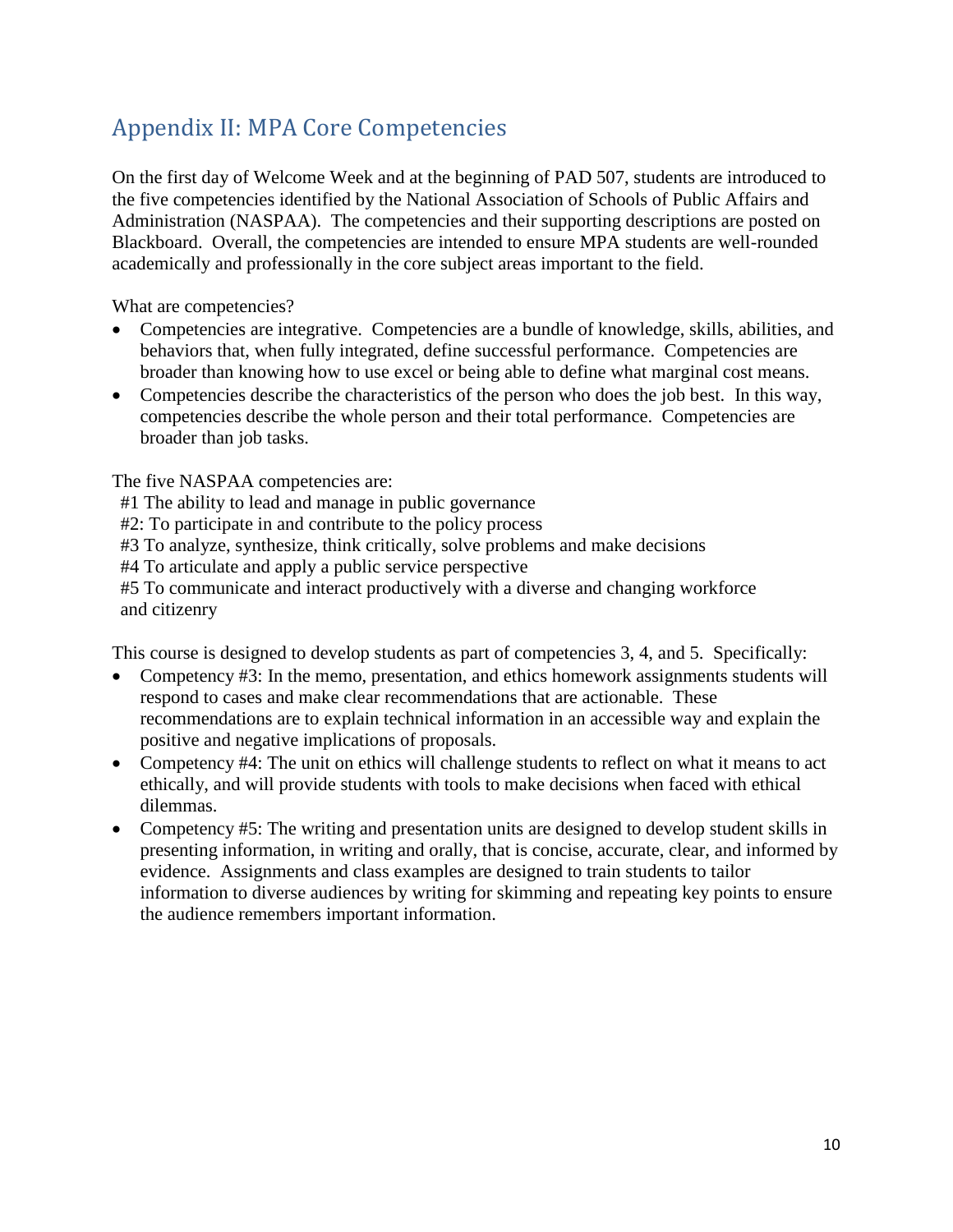## Appendix II: MPA Core Competencies

On the first day of Welcome Week and at the beginning of PAD 507, students are introduced to the five competencies identified by the National Association of Schools of Public Affairs and Administration (NASPAA). The competencies and their supporting descriptions are posted on Blackboard. Overall, the competencies are intended to ensure MPA students are well-rounded academically and professionally in the core subject areas important to the field.

What are competencies?

- Competencies are integrative. Competencies are a bundle of knowledge, skills, abilities, and behaviors that, when fully integrated, define successful performance. Competencies are broader than knowing how to use excel or being able to define what marginal cost means.
- Competencies describe the characteristics of the person who does the job best. In this way, competencies describe the whole person and their total performance. Competencies are broader than job tasks.

The five NASPAA competencies are:

#1 The ability to lead and manage in public governance
#2: To participate in and contribute to the policy process
#3 To analyze, synthesize, think critically, solve problems and make decisions
#4 To articulate and apply a public service perspective
#5 To communicate and interact productively with a diverse and changing workforce and citizenry

This course is designed to develop students as part of competencies 3, 4, and 5. Specifically:

- Competency #3: In the memo, presentation, and ethics homework assignments students will respond to cases and make clear recommendations that are actionable. These recommendations are to explain technical information in an accessible way and explain the positive and negative implications of proposals.
- Competency #4: The unit on ethics will challenge students to reflect on what it means to act ethically, and will provide students with tools to make decisions when faced with ethical dilemmas.
- Competency #5: The writing and presentation units are designed to develop student skills in presenting information, in writing and orally, that is concise, accurate, clear, and informed by evidence. Assignments and class examples are designed to train students to tailor information to diverse audiences by writing for skimming and repeating key points to ensure the audience remembers important information.